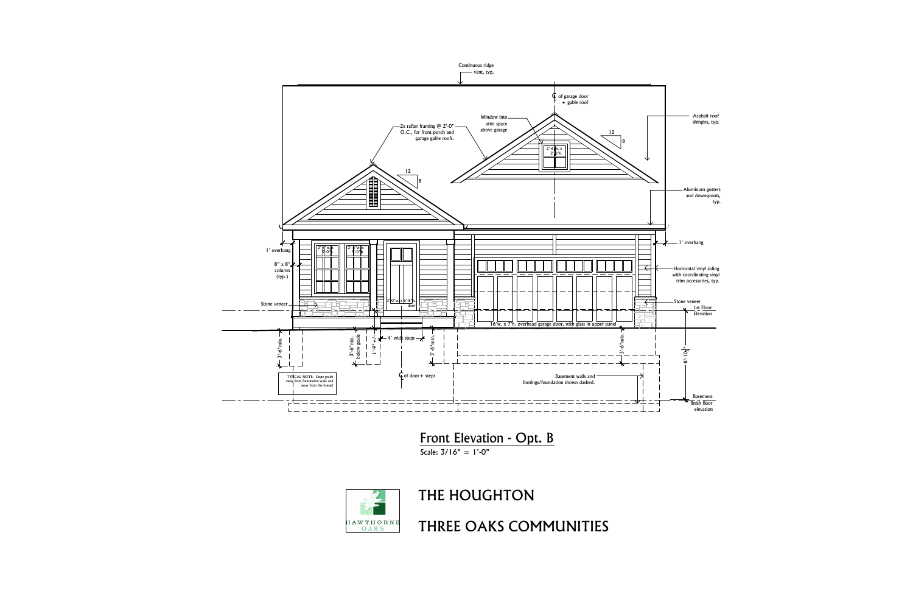Continuous ridge vent, typ.

℄ of garage door + gable roof

Window into attic space above garage

2x rafter framing @ 2'-0" O.C., for front porch and garage gable roofs.

Asphalt roof shingles, typ.

12

8

2'-6"w. x 2'-6"h.

12

8

Aluminum gutters and downspouts, typ.

1' overhang

1' overhang

8" x 8" column (typ.)

2'-8"w. x 5'-0"h.

2'-8"w. x 5'-0"h.

Horizontal vinyl siding with coordinating vinyl trim accessories, typ.

Stone veneer

3'-0"w. x 6'-8"h. door

Stone veneer

1st Floor Elevation

16'w. x 7'h. overhead garage door, with glass in upper panel

3'-6" min.

3'-6" min. below grade

1'-9" +/-

4' wide steps

3'-6" min.

3'-6" min.

8'-10¼"

TYPICAL NOTE: Slope grade away from foundation walls and away from the house!

℄ of door + steps

Basement walls and footings/foundation shown dashed.

Basement finish floor elevation

## Front Elevation - Opt. B

Scale: 3/16" = 1'-0"

HAWTHORNE OAKS

# THE HOUGHTON

# THREE OAKS COMMUNITIES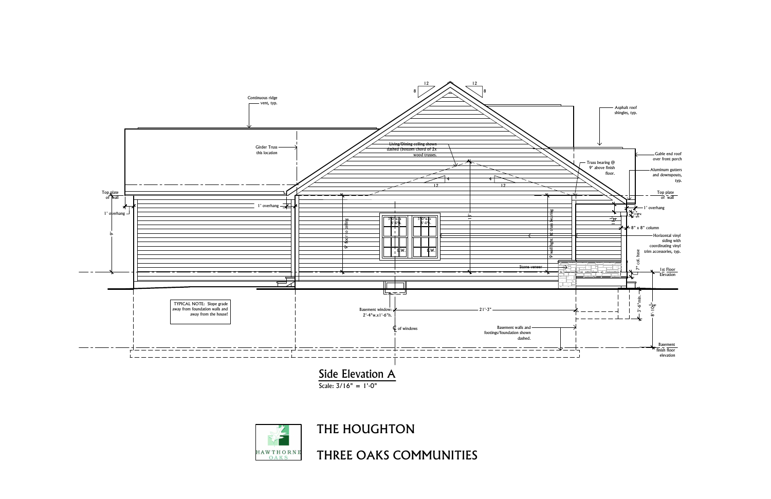Continuous ridge vent, typ.

Girder Truss this location

Living/Dining ceiling shown dashed (bottom chord of 2x wood trusses.

Asphalt roof shingles, typ.

Gable end roof over front porch

Truss bearing @ 9' above finish floor.

Aluminum gutters and downspouts, typ.

Top plate of wall

1' overhang

9'

9' floor to ceiling

13'

9' wall ht. @ truss bearing

3'0" w.x 5'0" h.

E.W.

8" x 8" column

Horizontal vinyl siding with coordinating vinyl trim accessories, typ.

7" col. base

1st Floor Elevation

Stone veneer

TYPICAL NOTE: Slope grade away from foundation walls and away from the house!

Basement window: 2'-4"w.x1'-6"h.

21'-3"

℄ of windows

Basement walls and footings/foundation shown dashed.

3'-6" min.

8'-10 1/4"

Basement finish floor elevation

## Side Elevation A

Scale: 3/16" = 1'-0"

# THE HOUGHTON

# THREE OAKS COMMUNITIES

HAWTHORNE OAKS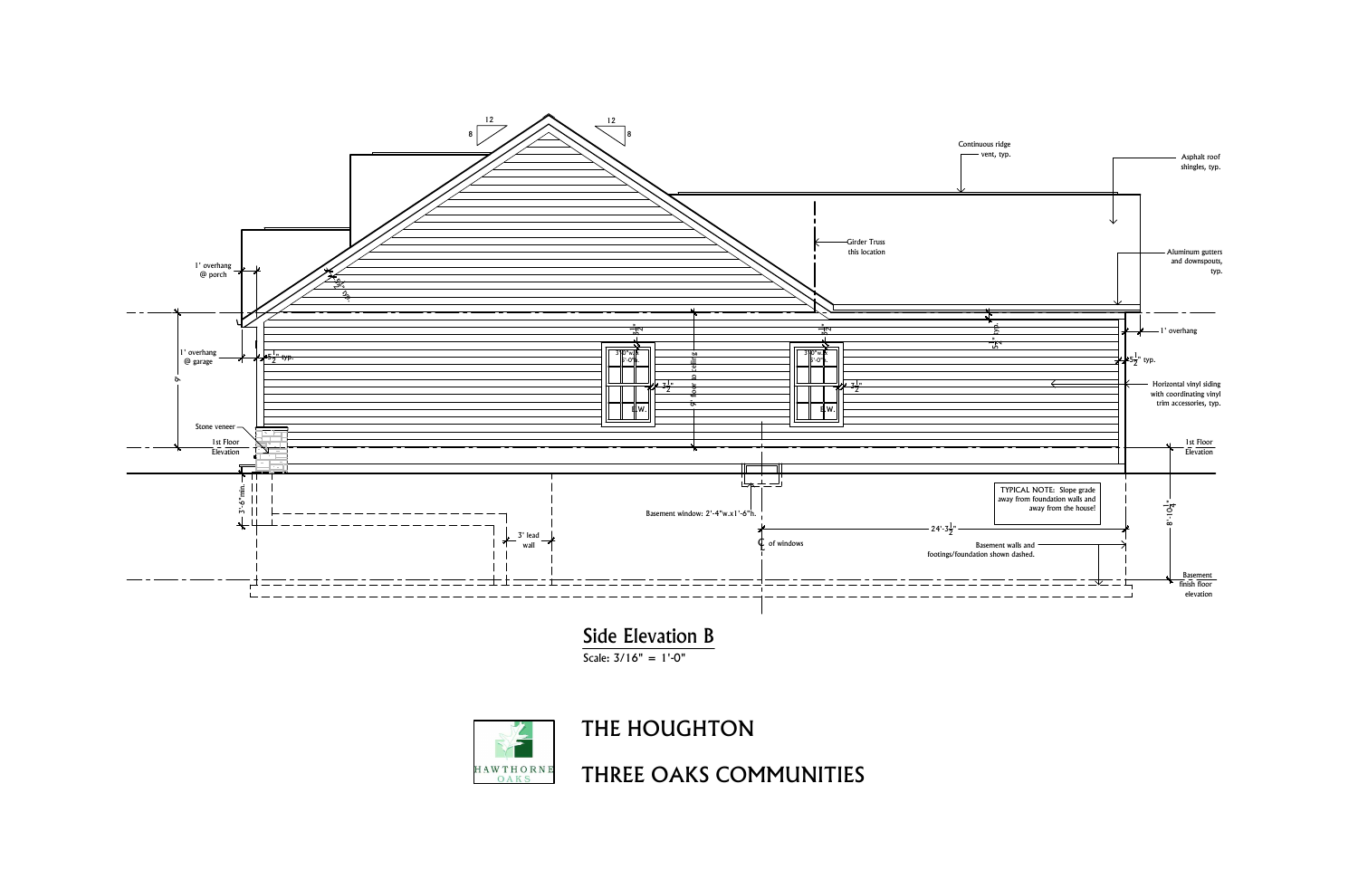12
8

12
8

Continuous ridge vent, typ.

Asphalt roof shingles, typ.

Girder Truss this location

Aluminum gutters and downspouts, typ.

1' overhang @ porch

$5\frac{1}{2}$" typ.

1' overhang @ garage

$5\frac{1}{2}$" typ.

9'

$1\frac{1}{2}$"

3'-0" w. x 5'-0" h.

E.W.

$3\frac{1}{2}$"

9' floor to ceiling

$1\frac{1}{2}$"

3'-0" w. x 5'-0" h.

E.W.

$3\frac{1}{2}$"

$5\frac{1}{2}$" typ.

1' overhang

$5\frac{1}{2}$" typ.

Horizontal vinyl siding with coordinating vinyl trim accessories, typ.

Stone veneer

1st Floor Elevation

1st Floor Elevation

3'-6" min.

Basement window: 2'-4"w. x 1'-6"h.

TYPICAL NOTE: Slope grade away from foundation walls and away from the house!

$8'-10\frac{1}{4}$"

$24'-3\frac{1}{2}$"

3' lead wall

℄ of windows

Basement walls and footings/foundation shown dashed.

Basement finish floor elevation

## Side Elevation B

Scale: 3/16" = 1'-0"

HAWTHORNE OAKS

# THE HOUGHTON

# THREE OAKS COMMUNITIES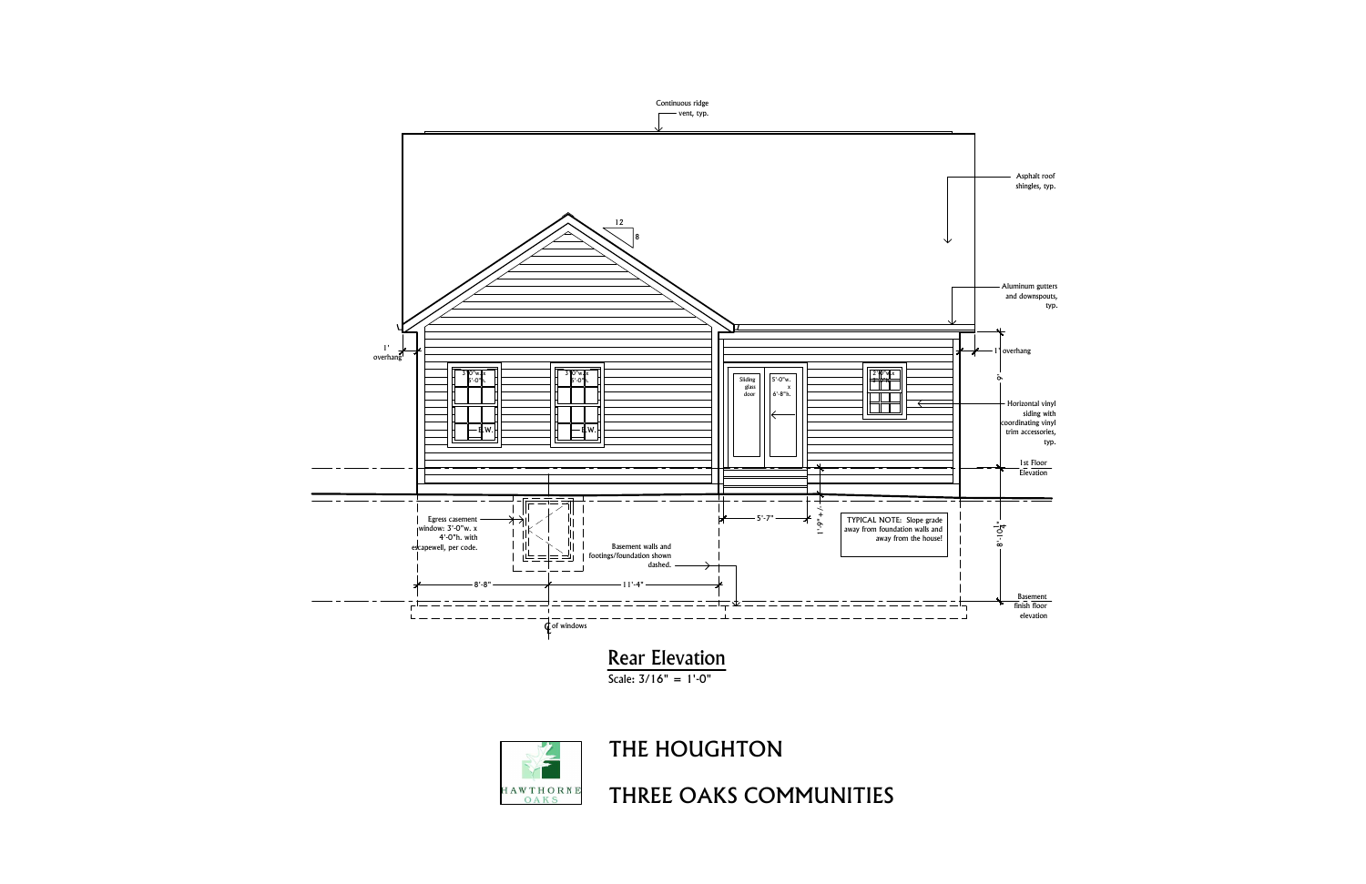Continuous ridge vent, typ.

Asphalt roof shingles, typ.

12

8

Aluminum gutters and downspouts, typ.

1' overhang

1' overhang

3'-0"w. x 5'-0"h.

E.W.

3'-0"w. x 5'-0"h.

E.W.

Sliding glass door

5'-0"w. x 6'-8"h.

2'-6"w. x

9'

Horizontal vinyl siding with coordinating vinyl trim accessories, typ.

1st Floor Elevation

1'-9" +/-

5'-7"

TYPICAL NOTE: Slope grade away from foundation walls and away from the house!

8'-10½"

Egress casement window: 3'-0"w. x 4'-0"h. with escapewell, per code.

Basement walls and footings/foundation shown dashed.

8'-8"

11'-4"

Basement finish floor elevation

℄ of windows

## Rear Elevation

Scale: 3/16" = 1'-0"

HAWTHORNE OAKS

# THE HOUGHTON

# THREE OAKS COMMUNITIES